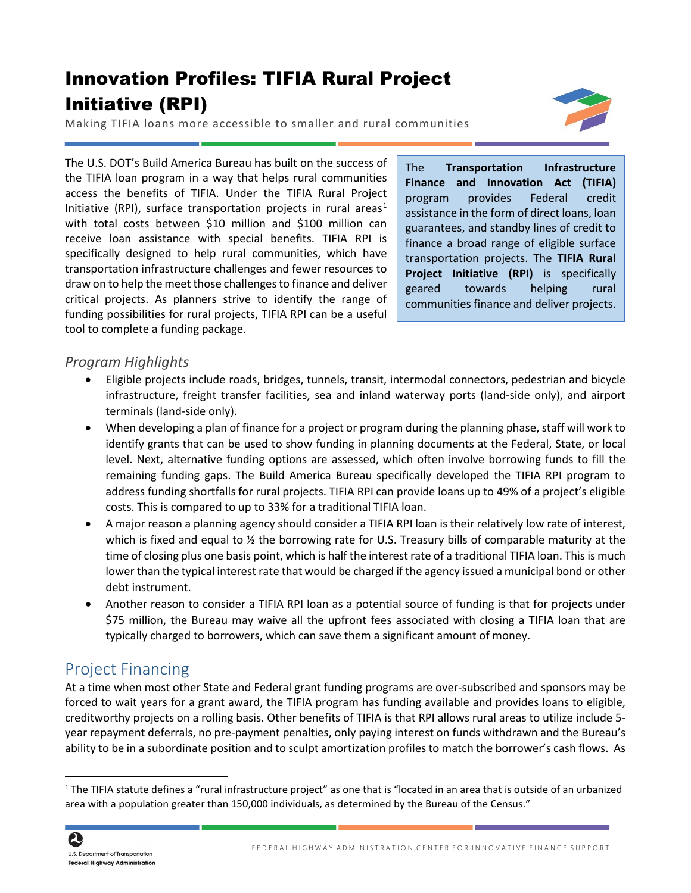# Innovation Profiles: TIFIA Rural Project Initiative (RPI)

Making TIFIA loans more accessible to smaller and rural communities

The U.S. DOT's Build America Bureau has built on the success of the TIFIA loan program in a way that helps rural communities access the benefits of TIFIA. Under the TIFIA Rural Project Initiative (RPI), surface transportation projects in rural areas[1] with total costs between $10 million and $100 million can receive loan assistance with special benefits. TIFIA RPI is specifically designed to help rural communities, which have transportation infrastructure challenges and fewer resources to draw on to help the meet those challenges to finance and deliver critical projects. As planners strive to identify the range of funding possibilities for rural projects, TIFIA RPI can be a useful tool to complete a funding package.

> The **Transportation Infrastructure Finance and Innovation Act (TIFIA)** program provides Federal credit assistance in the form of direct loans, loan guarantees, and standby lines of credit to finance a broad range of eligible surface transportation projects. The **TIFIA Rural Project Initiative (RPI)** is specifically geared towards helping rural communities finance and deliver projects.

## *Program Highlights*

- Eligible projects include roads, bridges, tunnels, transit, intermodal connectors, pedestrian and bicycle infrastructure, freight transfer facilities, sea and inland waterway ports (land-side only), and airport terminals (land-side only).
- When developing a plan of finance for a project or program during the planning phase, staff will work to identify grants that can be used to show funding in planning documents at the Federal, State, or local level. Next, alternative funding options are assessed, which often involve borrowing funds to fill the remaining funding gaps. The Build America Bureau specifically developed the TIFIA RPI program to address funding shortfalls for rural projects. TIFIA RPI can provide loans up to 49% of a project's eligible costs. This is compared to up to 33% for a traditional TIFIA loan.
- A major reason a planning agency should consider a TIFIA RPI loan is their relatively low rate of interest, which is fixed and equal to ½ the borrowing rate for U.S. Treasury bills of comparable maturity at the time of closing plus one basis point, which is half the interest rate of a traditional TIFIA loan. This is much lower than the typical interest rate that would be charged if the agency issued a municipal bond or other debt instrument.
- Another reason to consider a TIFIA RPI loan as a potential source of funding is that for projects under $75 million, the Bureau may waive all the upfront fees associated with closing a TIFIA loan that are typically charged to borrowers, which can save them a significant amount of money.

## Project Financing

At a time when most other State and Federal grant funding programs are over-subscribed and sponsors may be forced to wait years for a grant award, the TIFIA program has funding available and provides loans to eligible, creditworthy projects on a rolling basis. Other benefits of TIFIA is that RPI allows rural areas to utilize include 5-year repayment deferrals, no pre-payment penalties, only paying interest on funds withdrawn and the Bureau's ability to be in a subordinate position and to sculpt amortization profiles to match the borrower's cash flows. As

---

[1] The TIFIA statute defines a "rural infrastructure project" as one that is "located in an area that is outside of an urbanized area with a population greater than 150,000 individuals, as determined by the Bureau of the Census."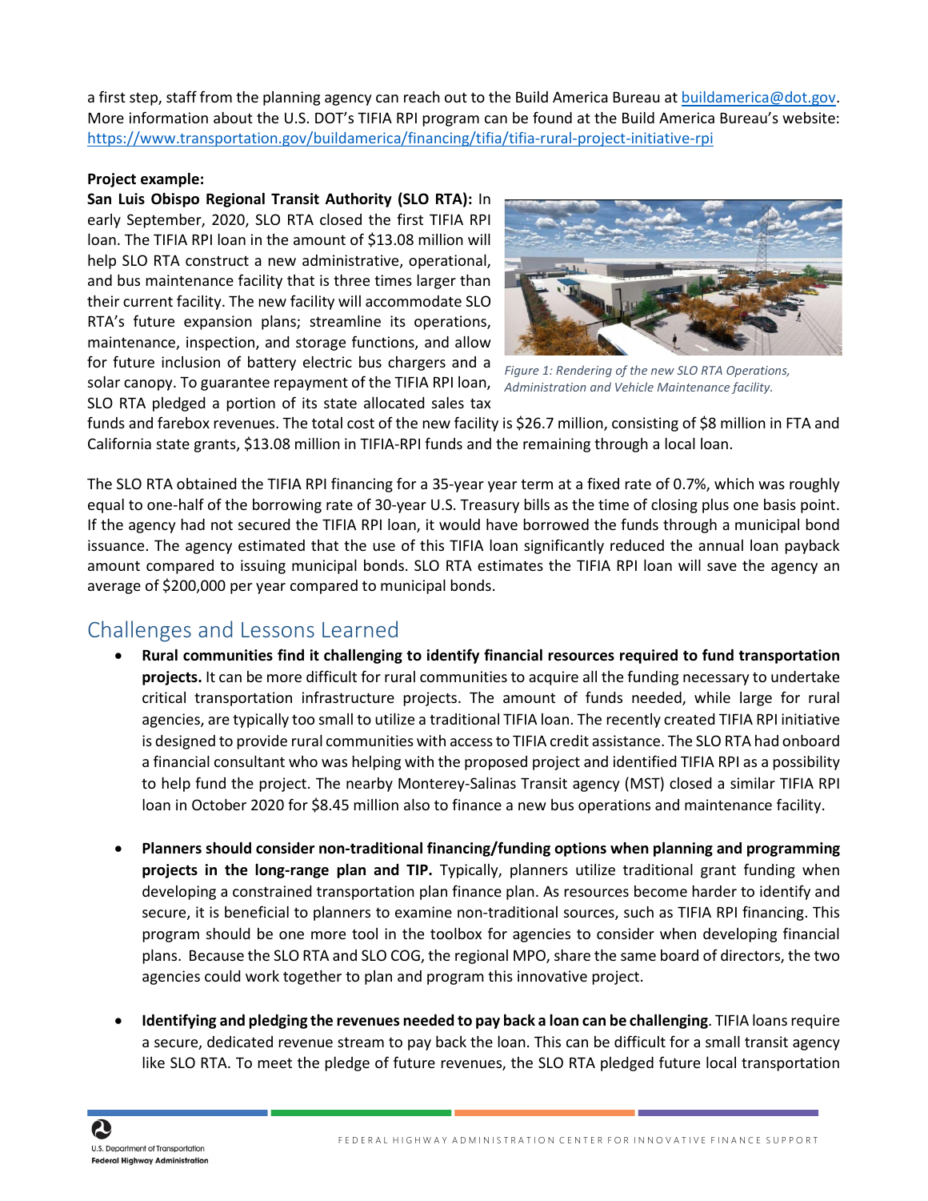a first step, staff from the planning agency can reach out to the Build America Bureau at buildamerica@dot.gov. More information about the U.S. DOT's TIFIA RPI program can be found at the Build America Bureau's website: https://www.transportation.gov/buildamerica/financing/tifia/tifia-rural-project-initiative-rpi

**Project example:**

**San Luis Obispo Regional Transit Authority (SLO RTA):** In early September, 2020, SLO RTA closed the first TIFIA RPI loan. The TIFIA RPI loan in the amount of $13.08 million will help SLO RTA construct a new administrative, operational, and bus maintenance facility that is three times larger than their current facility. The new facility will accommodate SLO RTA's future expansion plans; streamline its operations, maintenance, inspection, and storage functions, and allow for future inclusion of battery electric bus chargers and a solar canopy. To guarantee repayment of the TIFIA RPI loan, SLO RTA pledged a portion of its state allocated sales tax funds and farebox revenues. The total cost of the new facility is $26.7 million, consisting of $8 million in FTA and California state grants, $13.08 million in TIFIA-RPI funds and the remaining through a local loan.

*Figure 1: Rendering of the new SLO RTA Operations, Administration and Vehicle Maintenance facility.*

The SLO RTA obtained the TIFIA RPI financing for a 35-year year term at a fixed rate of 0.7%, which was roughly equal to one-half of the borrowing rate of 30-year U.S. Treasury bills as the time of closing plus one basis point. If the agency had not secured the TIFIA RPI loan, it would have borrowed the funds through a municipal bond issuance. The agency estimated that the use of this TIFIA loan significantly reduced the annual loan payback amount compared to issuing municipal bonds. SLO RTA estimates the TIFIA RPI loan will save the agency an average of $200,000 per year compared to municipal bonds.

## Challenges and Lessons Learned

- **Rural communities find it challenging to identify financial resources required to fund transportation projects.** It can be more difficult for rural communities to acquire all the funding necessary to undertake critical transportation infrastructure projects. The amount of funds needed, while large for rural agencies, are typically too small to utilize a traditional TIFIA loan. The recently created TIFIA RPI initiative is designed to provide rural communities with access to TIFIA credit assistance. The SLO RTA had onboard a financial consultant who was helping with the proposed project and identified TIFIA RPI as a possibility to help fund the project. The nearby Monterey-Salinas Transit agency (MST) closed a similar TIFIA RPI loan in October 2020 for $8.45 million also to finance a new bus operations and maintenance facility.

- **Planners should consider non-traditional financing/funding options when planning and programming projects in the long-range plan and TIP.** Typically, planners utilize traditional grant funding when developing a constrained transportation plan finance plan. As resources become harder to identify and secure, it is beneficial to planners to examine non-traditional sources, such as TIFIA RPI financing. This program should be one more tool in the toolbox for agencies to consider when developing financial plans. Because the SLO RTA and SLO COG, the regional MPO, share the same board of directors, the two agencies could work together to plan and program this innovative project.

- **Identifying and pledging the revenues needed to pay back a loan can be challenging**. TIFIA loans require a secure, dedicated revenue stream to pay back the loan. This can be difficult for a small transit agency like SLO RTA. To meet the pledge of future revenues, the SLO RTA pledged future local transportation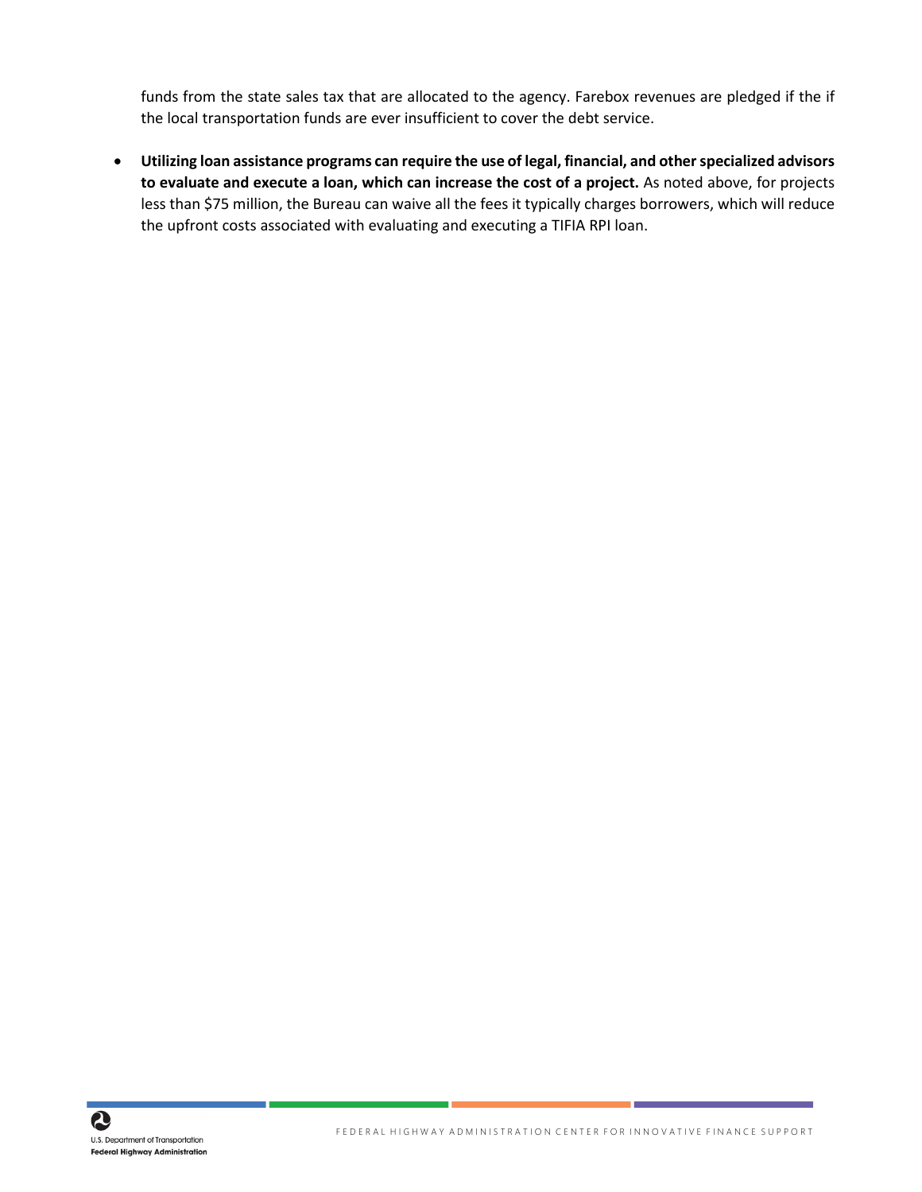funds from the state sales tax that are allocated to the agency. Farebox revenues are pledged if the if the local transportation funds are ever insufficient to cover the debt service.

- **Utilizing loan assistance programs can require the use of legal, financial, and other specialized advisors to evaluate and execute a loan, which can increase the cost of a project.** As noted above, for projects less than $75 million, the Bureau can waive all the fees it typically charges borrowers, which will reduce the upfront costs associated with evaluating and executing a TIFIA RPI loan.